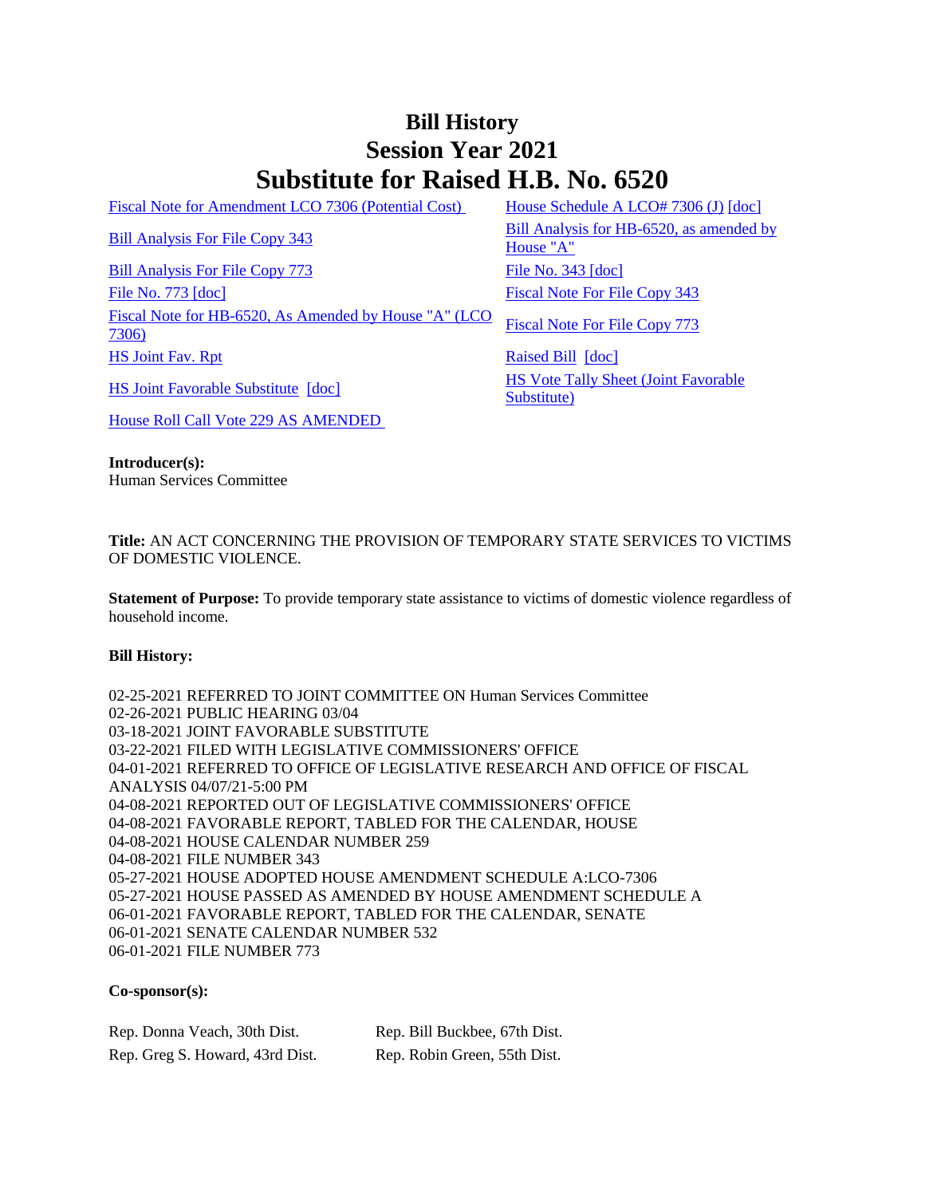# Bill History
# Session Year 2021
# Substitute for Raised H.B. No. 6520

Fiscal Note for Amendment LCO 7306 (Potential Cost)

House Schedule A LCO# 7306 (J) [doc]

Bill Analysis For File Copy 343

Bill Analysis for HB-6520, as amended by House "A"

Bill Analysis For File Copy 773

File No. 343 [doc]

File No. 773 [doc]

Fiscal Note For File Copy 343

Fiscal Note for HB-6520, As Amended by House "A" (LCO 7306)

Fiscal Note For File Copy 773

HS Joint Fav. Rpt

Raised Bill [doc]

HS Joint Favorable Substitute [doc]

HS Vote Tally Sheet (Joint Favorable Substitute)

House Roll Call Vote 229 AS AMENDED

**Introducer(s):**
Human Services Committee

**Title:** AN ACT CONCERNING THE PROVISION OF TEMPORARY STATE SERVICES TO VICTIMS OF DOMESTIC VIOLENCE.

**Statement of Purpose:** To provide temporary state assistance to victims of domestic violence regardless of household income.

**Bill History:**

02-25-2021 REFERRED TO JOINT COMMITTEE ON Human Services Committee
02-26-2021 PUBLIC HEARING 03/04
03-18-2021 JOINT FAVORABLE SUBSTITUTE
03-22-2021 FILED WITH LEGISLATIVE COMMISSIONERS' OFFICE
04-01-2021 REFERRED TO OFFICE OF LEGISLATIVE RESEARCH AND OFFICE OF FISCAL ANALYSIS 04/07/21-5:00 PM
04-08-2021 REPORTED OUT OF LEGISLATIVE COMMISSIONERS' OFFICE
04-08-2021 FAVORABLE REPORT, TABLED FOR THE CALENDAR, HOUSE
04-08-2021 HOUSE CALENDAR NUMBER 259
04-08-2021 FILE NUMBER 343
05-27-2021 HOUSE ADOPTED HOUSE AMENDMENT SCHEDULE A:LCO-7306
05-27-2021 HOUSE PASSED AS AMENDED BY HOUSE AMENDMENT SCHEDULE A
06-01-2021 FAVORABLE REPORT, TABLED FOR THE CALENDAR, SENATE
06-01-2021 SENATE CALENDAR NUMBER 532
06-01-2021 FILE NUMBER 773

**Co-sponsor(s):**

Rep. Donna Veach, 30th Dist.
Rep. Bill Buckbee, 67th Dist.
Rep. Greg S. Howard, 43rd Dist.
Rep. Robin Green, 55th Dist.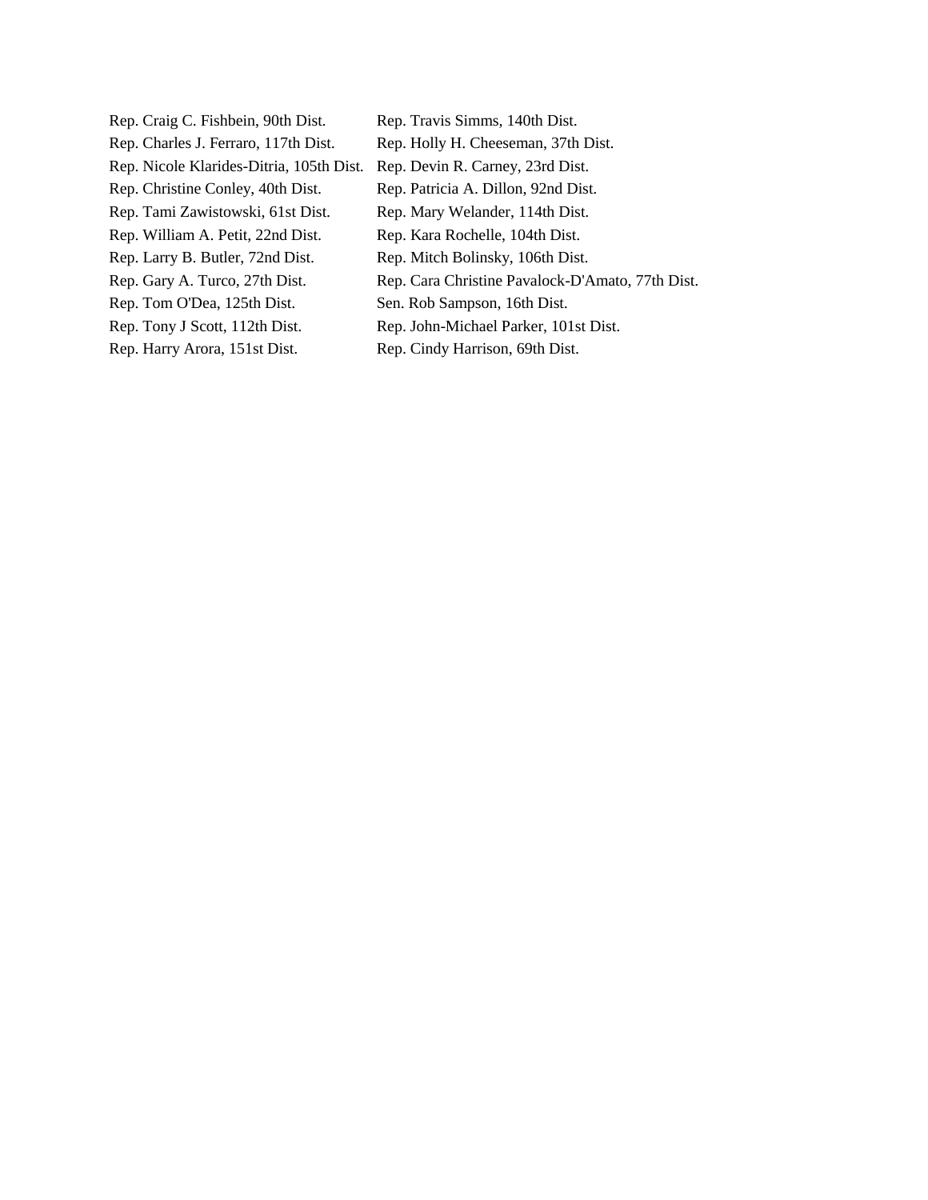Rep. Craig C. Fishbein, 90th Dist.

Rep. Charles J. Ferraro, 117th Dist.

Rep. Nicole Klarides-Ditria, 105th Dist.

Rep. Christine Conley, 40th Dist.

Rep. Tami Zawistowski, 61st Dist.

Rep. William A. Petit, 22nd Dist.

Rep. Larry B. Butler, 72nd Dist.

Rep. Gary A. Turco, 27th Dist.

Rep. Tom O'Dea, 125th Dist.

Rep. Tony J Scott, 112th Dist.

Rep. Harry Arora, 151st Dist.

Rep. Travis Simms, 140th Dist.

Rep. Holly H. Cheeseman, 37th Dist.

Rep. Devin R. Carney, 23rd Dist.

Rep. Patricia A. Dillon, 92nd Dist.

Rep. Mary Welander, 114th Dist.

Rep. Kara Rochelle, 104th Dist.

Rep. Mitch Bolinsky, 106th Dist.

Rep. Cara Christine Pavalock-D'Amato, 77th Dist.

Sen. Rob Sampson, 16th Dist.

Rep. John-Michael Parker, 101st Dist.

Rep. Cindy Harrison, 69th Dist.